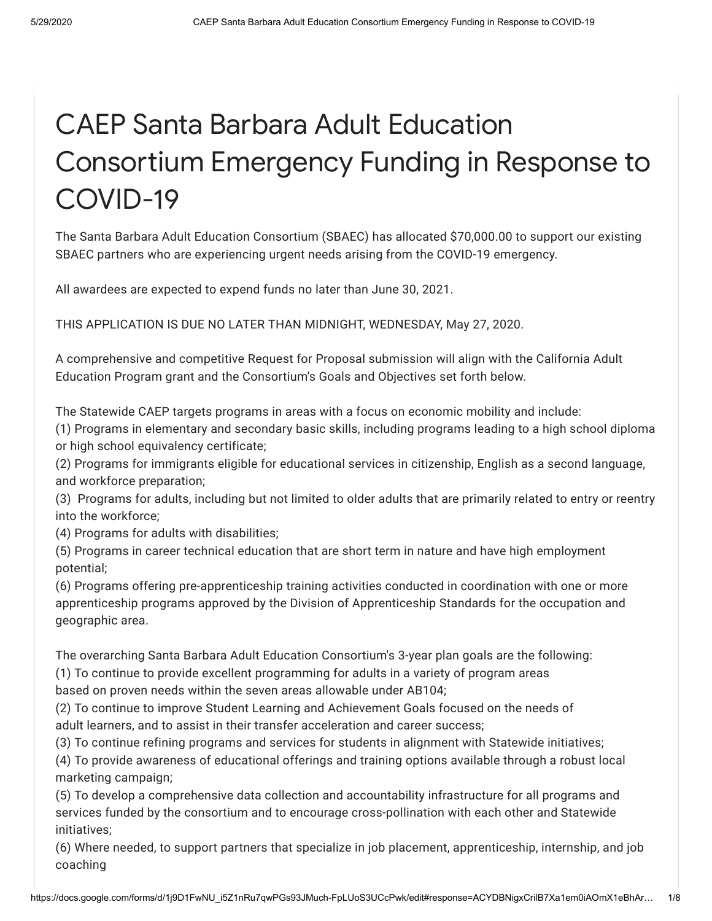# CAEP Santa Barbara Adult Education Consortium Emergency Funding in Response to COVID-19

The Santa Barbara Adult Education Consortium (SBAEC) has allocated $70,000.00 to support our existing SBAEC partners who are experiencing urgent needs arising from the COVID-19 emergency.

All awardees are expected to expend funds no later than June 30, 2021.

THIS APPLICATION IS DUE NO LATER THAN MIDNIGHT, WEDNESDAY, May 27, 2020.

A comprehensive and competitive Request for Proposal submission will align with the California Adult Education Program grant and the Consortium's Goals and Objectives set forth below.

The Statewide CAEP targets programs in areas with a focus on economic mobility and include:
(1) Programs in elementary and secondary basic skills, including programs leading to a high school diploma or high school equivalency certificate;
(2) Programs for immigrants eligible for educational services in citizenship, English as a second language, and workforce preparation;
(3) Programs for adults, including but not limited to older adults that are primarily related to entry or reentry into the workforce;
(4) Programs for adults with disabilities;
(5) Programs in career technical education that are short term in nature and have high employment potential;
(6) Programs offering pre-apprenticeship training activities conducted in coordination with one or more apprenticeship programs approved by the Division of Apprenticeship Standards for the occupation and geographic area.

The overarching Santa Barbara Adult Education Consortium's 3-year plan goals are the following:
(1) To continue to provide excellent programming for adults in a variety of program areas based on proven needs within the seven areas allowable under AB104;
(2) To continue to improve Student Learning and Achievement Goals focused on the needs of adult learners, and to assist in their transfer acceleration and career success;
(3) To continue refining programs and services for students in alignment with Statewide initiatives;
(4) To provide awareness of educational offerings and training options available through a robust local marketing campaign;
(5) To develop a comprehensive data collection and accountability infrastructure for all programs and services funded by the consortium and to encourage cross-pollination with each other and Statewide initiatives;
(6) Where needed, to support partners that specialize in job placement, apprenticeship, internship, and job coaching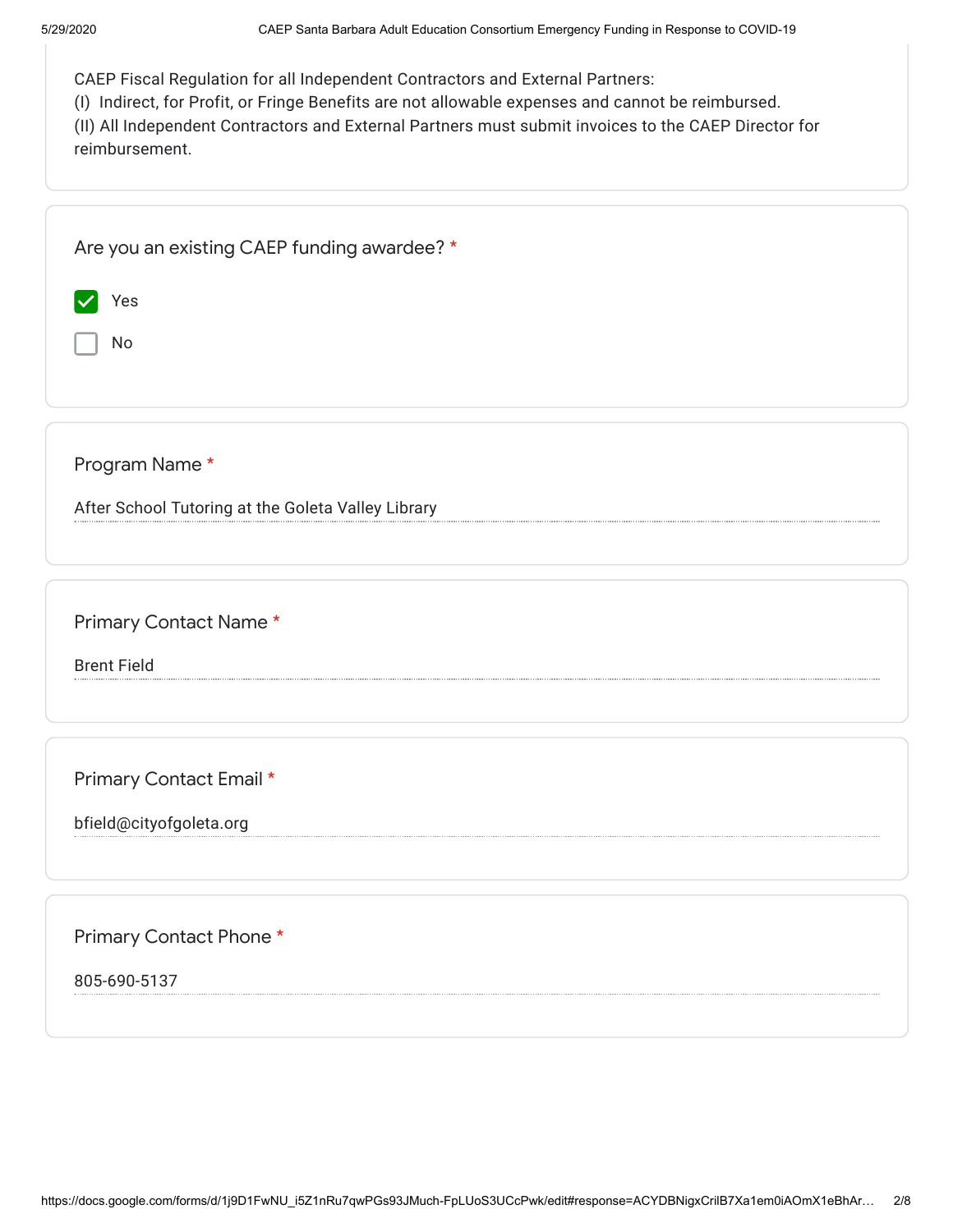CAEP Fiscal Regulation for all Independent Contractors and External Partners:
(I) Indirect, for Profit, or Fringe Benefits are not allowable expenses and cannot be reimbursed.
(II) All Independent Contractors and External Partners must submit invoices to the CAEP Director for reimbursement.

Are you an existing CAEP funding awardee? *

- [x] Yes
- [ ] No

Program Name *

After School Tutoring at the Goleta Valley Library

Primary Contact Name *

Brent Field

Primary Contact Email *

bfield@cityofgoleta.org

Primary Contact Phone *

805-690-5137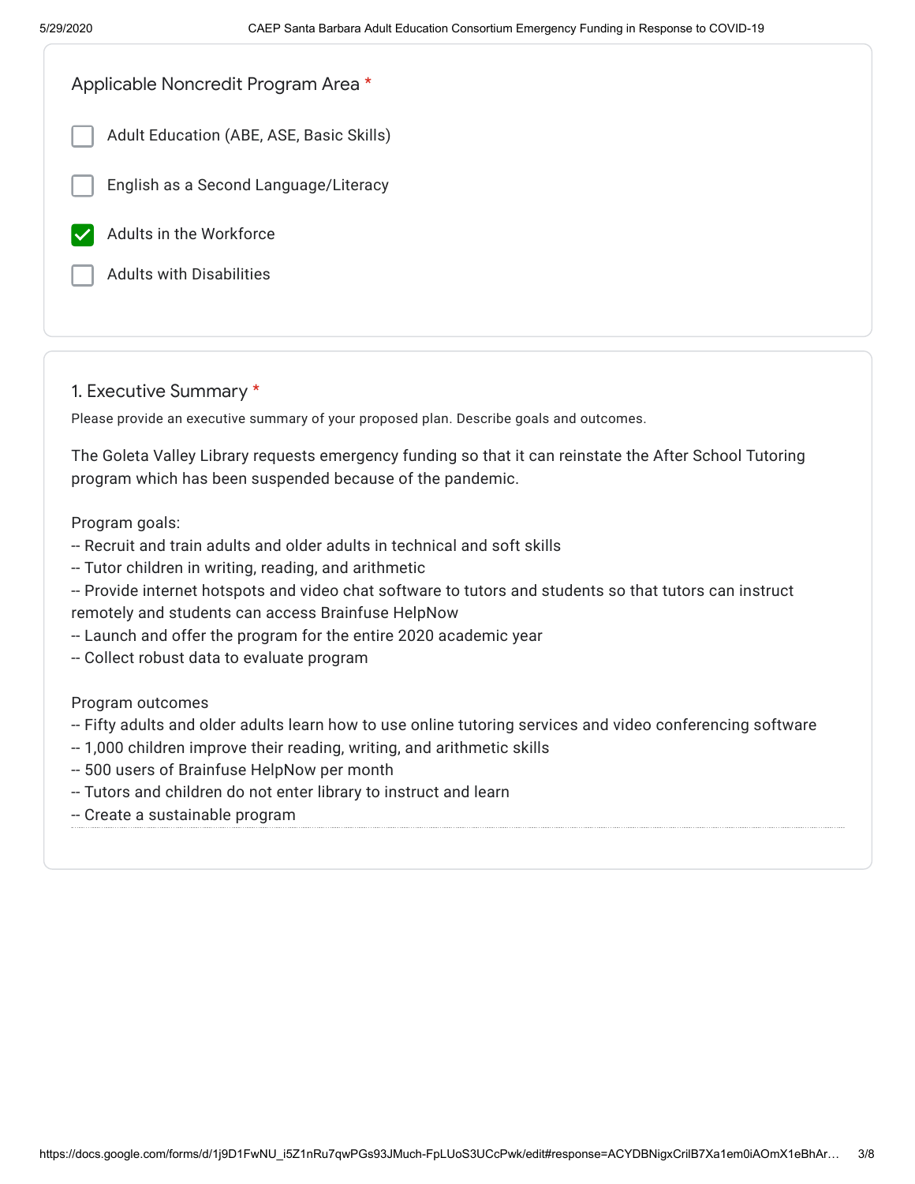Applicable Noncredit Program Area *

- [ ] Adult Education (ABE, ASE, Basic Skills)
- [ ] English as a Second Language/Literacy
- [x] Adults in the Workforce
- [ ] Adults with Disabilities

## 1. Executive Summary *

Please provide an executive summary of your proposed plan. Describe goals and outcomes.

The Goleta Valley Library requests emergency funding so that it can reinstate the After School Tutoring program which has been suspended because of the pandemic.

Program goals:
-- Recruit and train adults and older adults in technical and soft skills
-- Tutor children in writing, reading, and arithmetic
-- Provide internet hotspots and video chat software to tutors and students so that tutors can instruct remotely and students can access Brainfuse HelpNow
-- Launch and offer the program for the entire 2020 academic year
-- Collect robust data to evaluate program

Program outcomes
-- Fifty adults and older adults learn how to use online tutoring services and video conferencing software
-- 1,000 children improve their reading, writing, and arithmetic skills
-- 500 users of Brainfuse HelpNow per month
-- Tutors and children do not enter library to instruct and learn
-- Create a sustainable program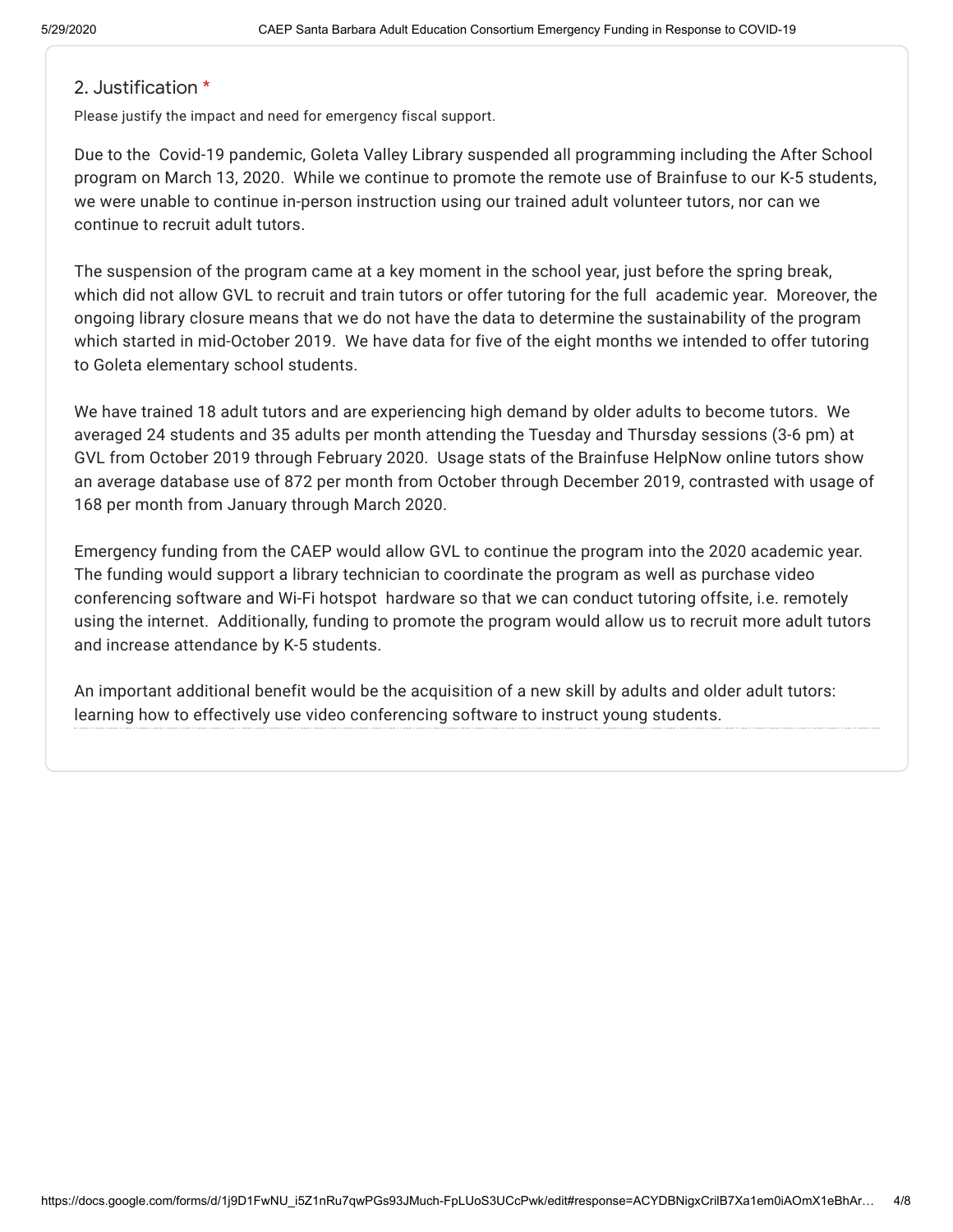## 2. Justification *

Please justify the impact and need for emergency fiscal support.

Due to the Covid-19 pandemic, Goleta Valley Library suspended all programming including the After School program on March 13, 2020. While we continue to promote the remote use of Brainfuse to our K-5 students, we were unable to continue in-person instruction using our trained adult volunteer tutors, nor can we continue to recruit adult tutors.

The suspension of the program came at a key moment in the school year, just before the spring break, which did not allow GVL to recruit and train tutors or offer tutoring for the full academic year. Moreover, the ongoing library closure means that we do not have the data to determine the sustainability of the program which started in mid-October 2019. We have data for five of the eight months we intended to offer tutoring to Goleta elementary school students.

We have trained 18 adult tutors and are experiencing high demand by older adults to become tutors. We averaged 24 students and 35 adults per month attending the Tuesday and Thursday sessions (3-6 pm) at GVL from October 2019 through February 2020. Usage stats of the Brainfuse HelpNow online tutors show an average database use of 872 per month from October through December 2019, contrasted with usage of 168 per month from January through March 2020.

Emergency funding from the CAEP would allow GVL to continue the program into the 2020 academic year. The funding would support a library technician to coordinate the program as well as purchase video conferencing software and Wi-Fi hotspot hardware so that we can conduct tutoring offsite, i.e. remotely using the internet. Additionally, funding to promote the program would allow us to recruit more adult tutors and increase attendance by K-5 students.

An important additional benefit would be the acquisition of a new skill by adults and older adult tutors: learning how to effectively use video conferencing software to instruct young students.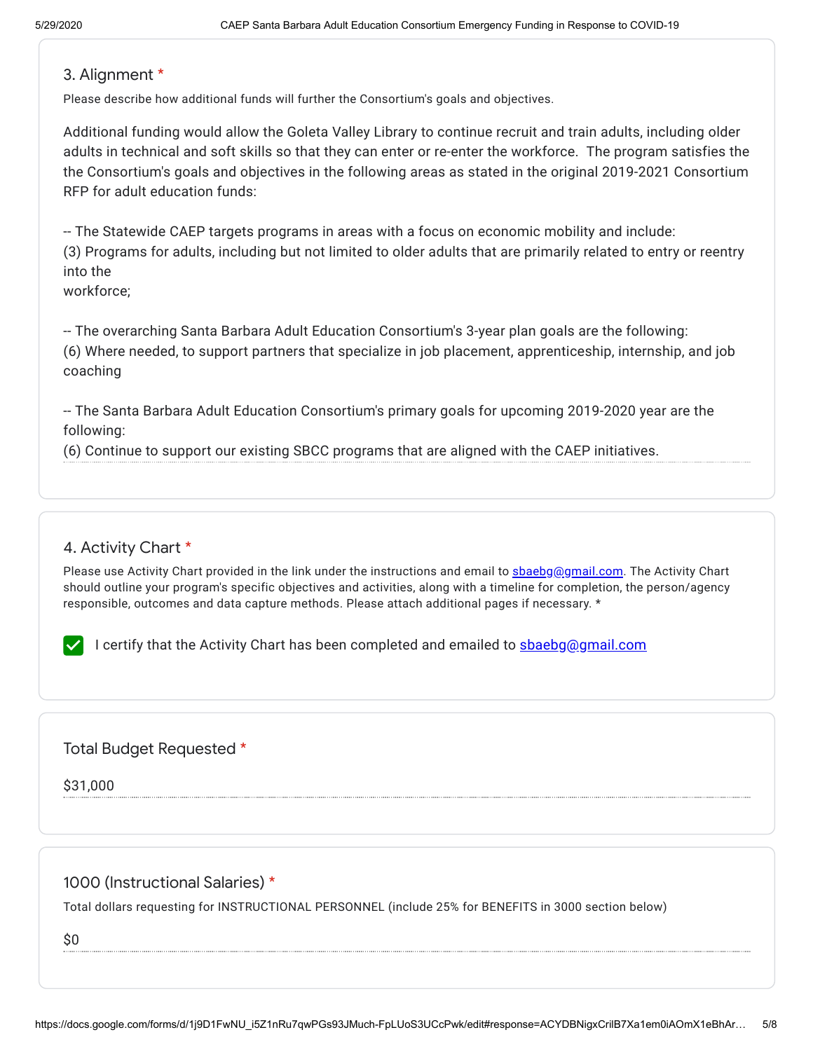## 3. Alignment *

Please describe how additional funds will further the Consortium's goals and objectives.

Additional funding would allow the Goleta Valley Library to continue recruit and train adults, including older adults in technical and soft skills so that they can enter or re-enter the workforce. The program satisfies the the Consortium's goals and objectives in the following areas as stated in the original 2019-2021 Consortium RFP for adult education funds:

-- The Statewide CAEP targets programs in areas with a focus on economic mobility and include:
(3) Programs for adults, including but not limited to older adults that are primarily related to entry or reentry into the
workforce;

-- The overarching Santa Barbara Adult Education Consortium's 3-year plan goals are the following:
(6) Where needed, to support partners that specialize in job placement, apprenticeship, internship, and job coaching

-- The Santa Barbara Adult Education Consortium's primary goals for upcoming 2019-2020 year are the following:
(6) Continue to support our existing SBCC programs that are aligned with the CAEP initiatives.

## 4. Activity Chart *

Please use Activity Chart provided in the link under the instructions and email to sbaebg@gmail.com. The Activity Chart should outline your program's specific objectives and activities, along with a timeline for completion, the person/agency responsible, outcomes and data capture methods. Please attach additional pages if necessary. *

- [x] I certify that the Activity Chart has been completed and emailed to sbaebg@gmail.com

## Total Budget Requested *

$31,000

## 1000 (Instructional Salaries) *

Total dollars requesting for INSTRUCTIONAL PERSONNEL (include 25% for BENEFITS in 3000 section below)

$0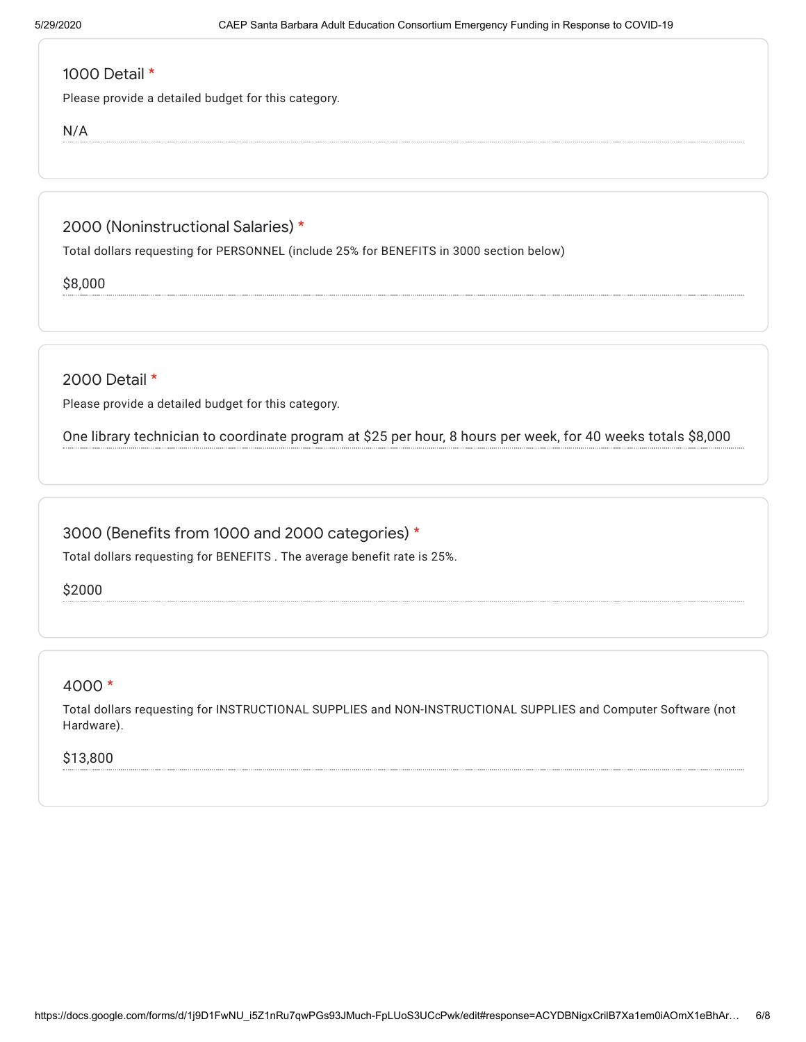### 1000 Detail *

Please provide a detailed budget for this category.

N/A

### 2000 (Noninstructional Salaries) *

Total dollars requesting for PERSONNEL (include 25% for BENEFITS in 3000 section below)

$8,000

### 2000 Detail *

Please provide a detailed budget for this category.

One library technician to coordinate program at $25 per hour, 8 hours per week, for 40 weeks totals $8,000

### 3000 (Benefits from 1000 and 2000 categories) *

Total dollars requesting for BENEFITS . The average benefit rate is 25%.

$2000

### 4000 *

Total dollars requesting for INSTRUCTIONAL SUPPLIES and NON-INSTRUCTIONAL SUPPLIES and Computer Software (not Hardware).

$13,800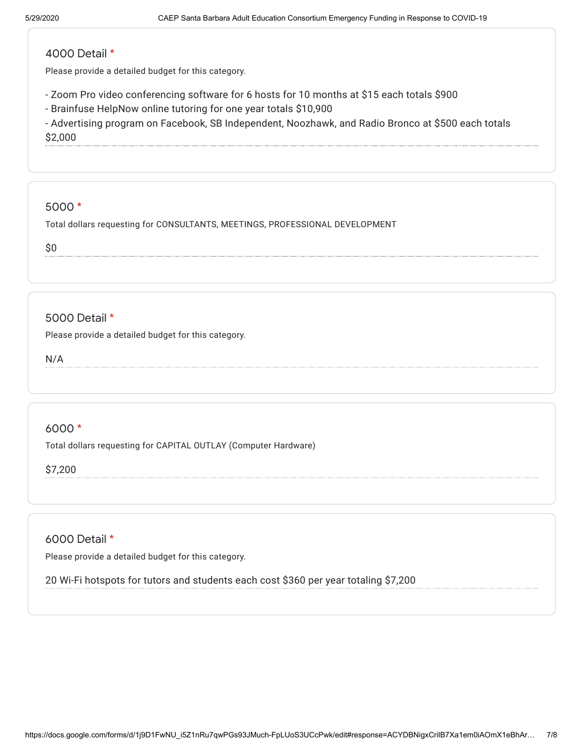## 4000 Detail *

Please provide a detailed budget for this category.

- Zoom Pro video conferencing software for 6 hosts for 10 months at $15 each totals $900
- Brainfuse HelpNow online tutoring for one year totals $10,900
- Advertising program on Facebook, SB Independent, Noozhawk, and Radio Bronco at $500 each totals $2,000

## 5000 *

Total dollars requesting for CONSULTANTS, MEETINGS, PROFESSIONAL DEVELOPMENT

$0

## 5000 Detail *

Please provide a detailed budget for this category.

N/A

## 6000 *

Total dollars requesting for CAPITAL OUTLAY (Computer Hardware)

$7,200

## 6000 Detail *

Please provide a detailed budget for this category.

20 Wi-Fi hotspots for tutors and students each cost $360 per year totaling $7,200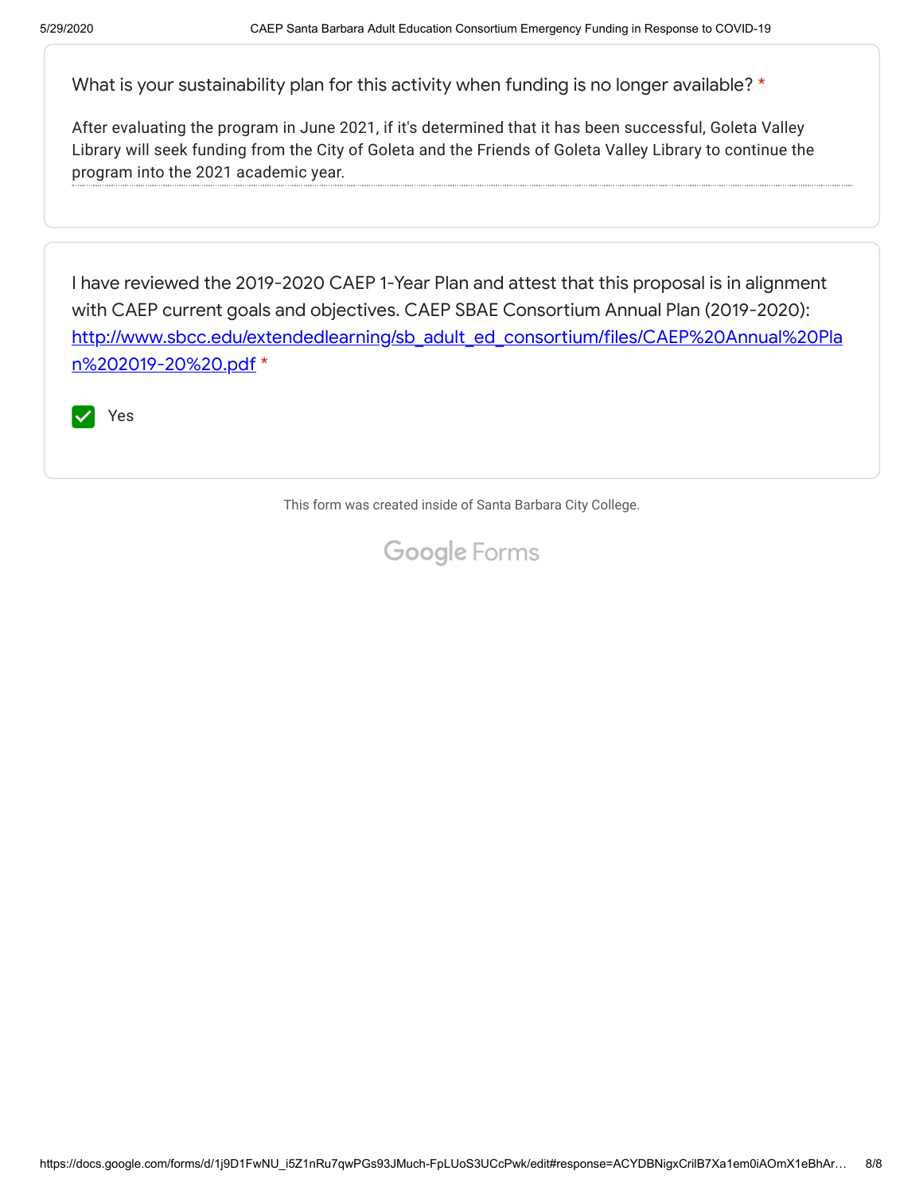What is your sustainability plan for this activity when funding is no longer available? *

After evaluating the program in June 2021, if it's determined that it has been successful, Goleta Valley Library will seek funding from the City of Goleta and the Friends of Goleta Valley Library to continue the program into the 2021 academic year.

I have reviewed the 2019-2020 CAEP 1-Year Plan and attest that this proposal is in alignment with CAEP current goals and objectives. CAEP SBAE Consortium Annual Plan (2019-2020): [http://www.sbcc.edu/extendedlearning/sb_adult_ed_consortium/files/CAEP%20Annual%20Plan%202019-20%20.pdf](http://www.sbcc.edu/extendedlearning/sb_adult_ed_consortium/files/CAEP%20Annual%20Plan%202019-20%20.pdf) *

- [x] Yes

This form was created inside of Santa Barbara City College.

Google Forms